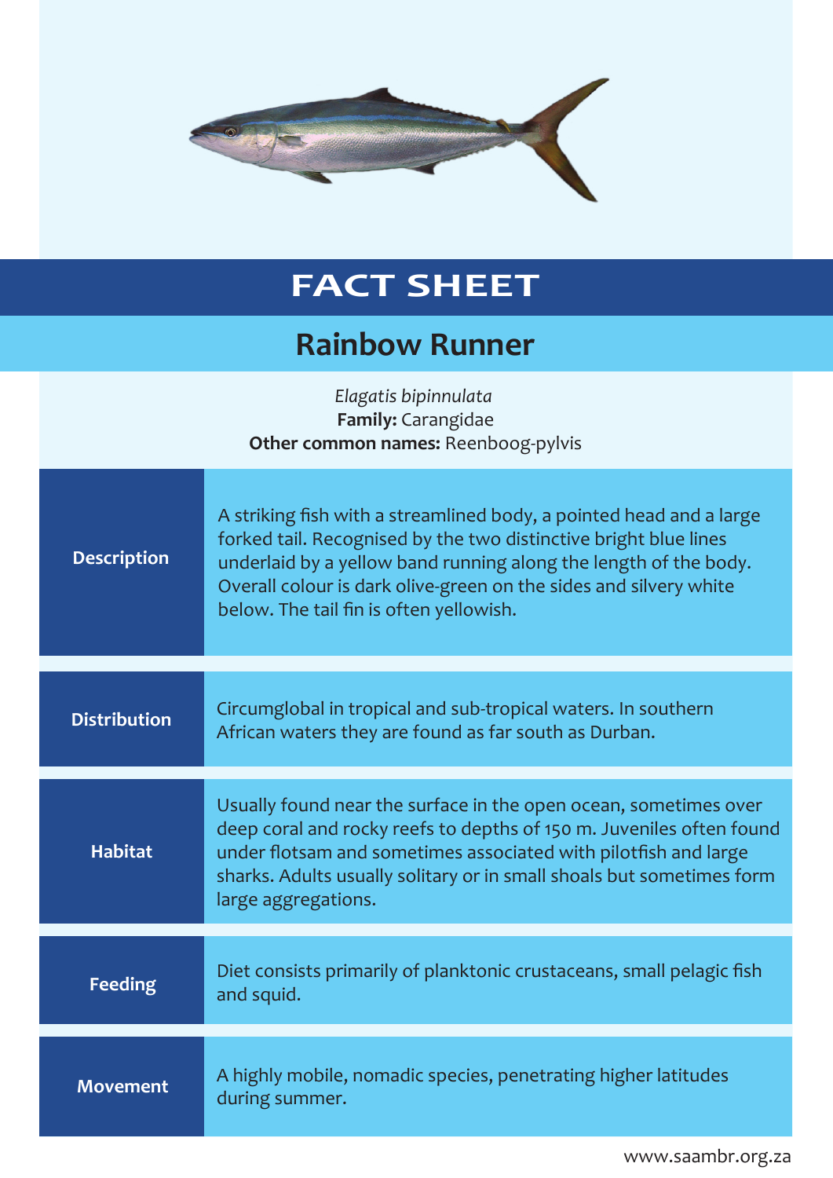# FACT SHEET

## Rainbow Runner

*Elagatis bipinnulata*
**Family:** Carangidae
**Other common names:** Reenboog-pylvis

| | |
|---|---|
| **Description** | A striking fish with a streamlined body, a pointed head and a large forked tail. Recognised by the two distinctive bright blue lines underlaid by a yellow band running along the length of the body. Overall colour is dark olive-green on the sides and silvery white below. The tail fin is often yellowish. |
| **Distribution** | Circumglobal in tropical and sub-tropical waters. In southern African waters they are found as far south as Durban. |
| **Habitat** | Usually found near the surface in the open ocean, sometimes over deep coral and rocky reefs to depths of 150 m. Juveniles often found under flotsam and sometimes associated with pilotfish and large sharks. Adults usually solitary or in small shoals but sometimes form large aggregations. |
| **Feeding** | Diet consists primarily of planktonic crustaceans, small pelagic fish and squid. |
| **Movement** | A highly mobile, nomadic species, penetrating higher latitudes during summer. |

www.saambr.org.za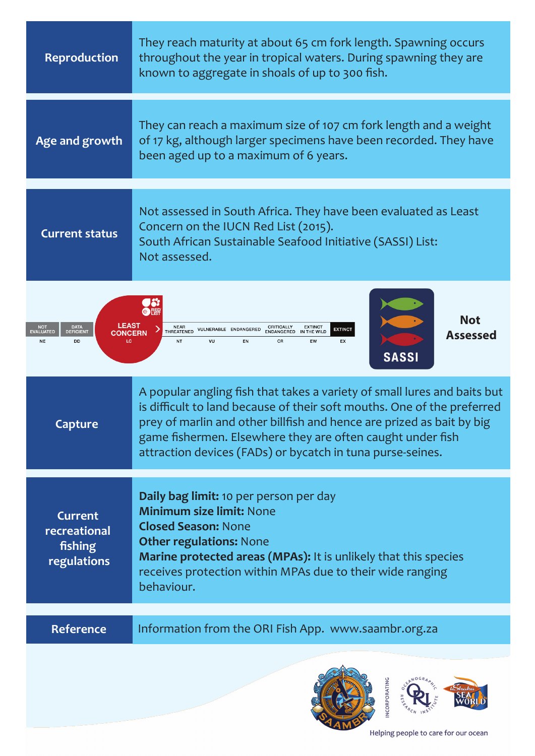| | |
|---|---|
| **Reproduction** | They reach maturity at about 65 cm fork length. Spawning occurs throughout the year in tropical waters. During spawning they are known to aggregate in shoals of up to 300 fish. |
| **Age and growth** | They can reach a maximum size of 107 cm fork length and a weight of 17 kg, although larger specimens have been recorded. They have been aged up to a maximum of 6 years. |
| **Current status** | Not assessed in South Africa. They have been evaluated as Least Concern on the IUCN Red List (2015). South African Sustainable Seafood Initiative (SASSI) List: Not assessed. |

NOT EVALUATED NE | DATA DEFICIENT DD | LEAST CONCERN LC | NEAR THREATENED NT | VULNERABLE VU | ENDANGERED EN | CRITICALLY ENDANGERED CR | EXTINCT IN THE WILD EW | EXTINCT EX

SASSI

**Not Assessed**

| | |
|---|---|
| **Capture** | A popular angling fish that takes a variety of small lures and baits but is difficult to land because of their soft mouths. One of the preferred prey of marlin and other billfish and hence are prized as bait by big game fishermen. Elsewhere they are often caught under fish attraction devices (FADs) or bycatch in tuna purse-seines. |
| **Current recreational fishing regulations** | **Daily bag limit:** 10 per person per day<br>**Minimum size limit:** None<br>**Closed Season:** None<br>**Other regulations:** None<br>**Marine protected areas (MPAs):** It is unlikely that this species receives protection within MPAs due to their wide ranging behaviour. |
| **Reference** | Information from the ORI Fish App. www.saambr.org.za |

Helping people to care for our ocean